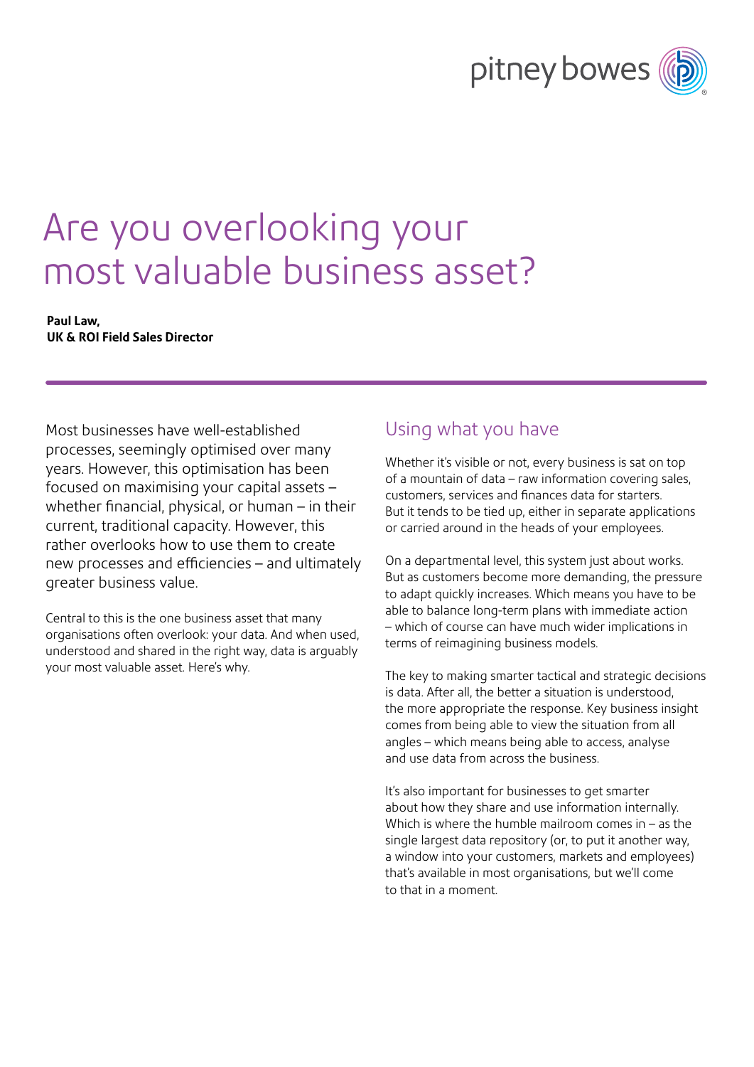# Are you overlooking your most valuable business asset?

**Paul Law,**
**UK & ROI Field Sales Director**

Most businesses have well-established processes, seemingly optimised over many years. However, this optimisation has been focused on maximising your capital assets – whether financial, physical, or human – in their current, traditional capacity. However, this rather overlooks how to use them to create new processes and efficiencies – and ultimately greater business value.

Central to this is the one business asset that many organisations often overlook: your data. And when used, understood and shared in the right way, data is arguably your most valuable asset. Here's why.

## Using what you have

Whether it's visible or not, every business is sat on top of a mountain of data – raw information covering sales, customers, services and finances data for starters. But it tends to be tied up, either in separate applications or carried around in the heads of your employees.

On a departmental level, this system just about works. But as customers become more demanding, the pressure to adapt quickly increases. Which means you have to be able to balance long-term plans with immediate action – which of course can have much wider implications in terms of reimagining business models.

The key to making smarter tactical and strategic decisions is data. After all, the better a situation is understood, the more appropriate the response. Key business insight comes from being able to view the situation from all angles – which means being able to access, analyse and use data from across the business.

It's also important for businesses to get smarter about how they share and use information internally. Which is where the humble mailroom comes in – as the single largest data repository (or, to put it another way, a window into your customers, markets and employees) that's available in most organisations, but we'll come to that in a moment.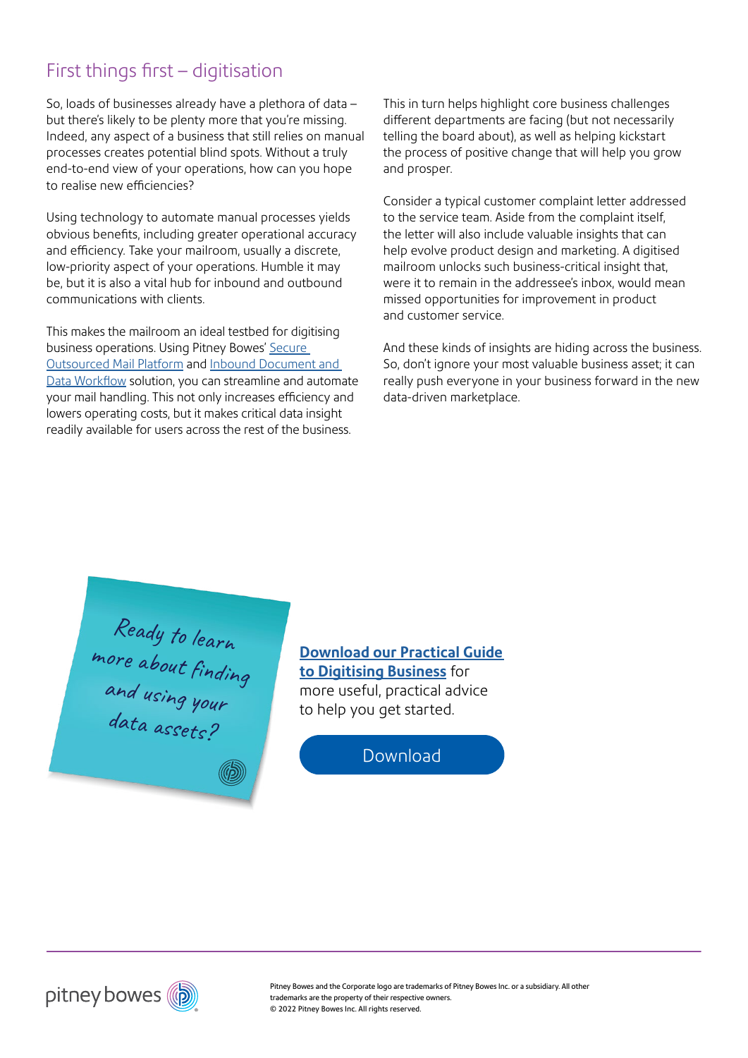## First things first – digitisation

So, loads of businesses already have a plethora of data – but there's likely to be plenty more that you're missing. Indeed, any aspect of a business that still relies on manual processes creates potential blind spots. Without a truly end-to-end view of your operations, how can you hope to realise new efficiencies?

Using technology to automate manual processes yields obvious benefits, including greater operational accuracy and efficiency. Take your mailroom, usually a discrete, low-priority aspect of your operations. Humble it may be, but it is also a vital hub for inbound and outbound communications with clients.

This makes the mailroom an ideal testbed for digitising business operations. Using Pitney Bowes' Secure Outsourced Mail Platform and Inbound Document and Data Workflow solution, you can streamline and automate your mail handling. This not only increases efficiency and lowers operating costs, but it makes critical data insight readily available for users across the rest of the business.

This in turn helps highlight core business challenges different departments are facing (but not necessarily telling the board about), as well as helping kickstart the process of positive change that will help you grow and prosper.

Consider a typical customer complaint letter addressed to the service team. Aside from the complaint itself, the letter will also include valuable insights that can help evolve product design and marketing. A digitised mailroom unlocks such business-critical insight that, were it to remain in the addressee's inbox, would mean missed opportunities for improvement in product and customer service.

And these kinds of insights are hiding across the business. So, don't ignore your most valuable business asset; it can really push everyone in your business forward in the new data-driven marketplace.

Ready to learn more about finding and using your data assets?

**Download our Practical Guide to Digitising Business** for more useful, practical advice to help you get started.

Download

Pitney Bowes and the Corporate logo are trademarks of Pitney Bowes Inc. or a subsidiary. All other trademarks are the property of their respective owners.
© 2022 Pitney Bowes Inc. All rights reserved.